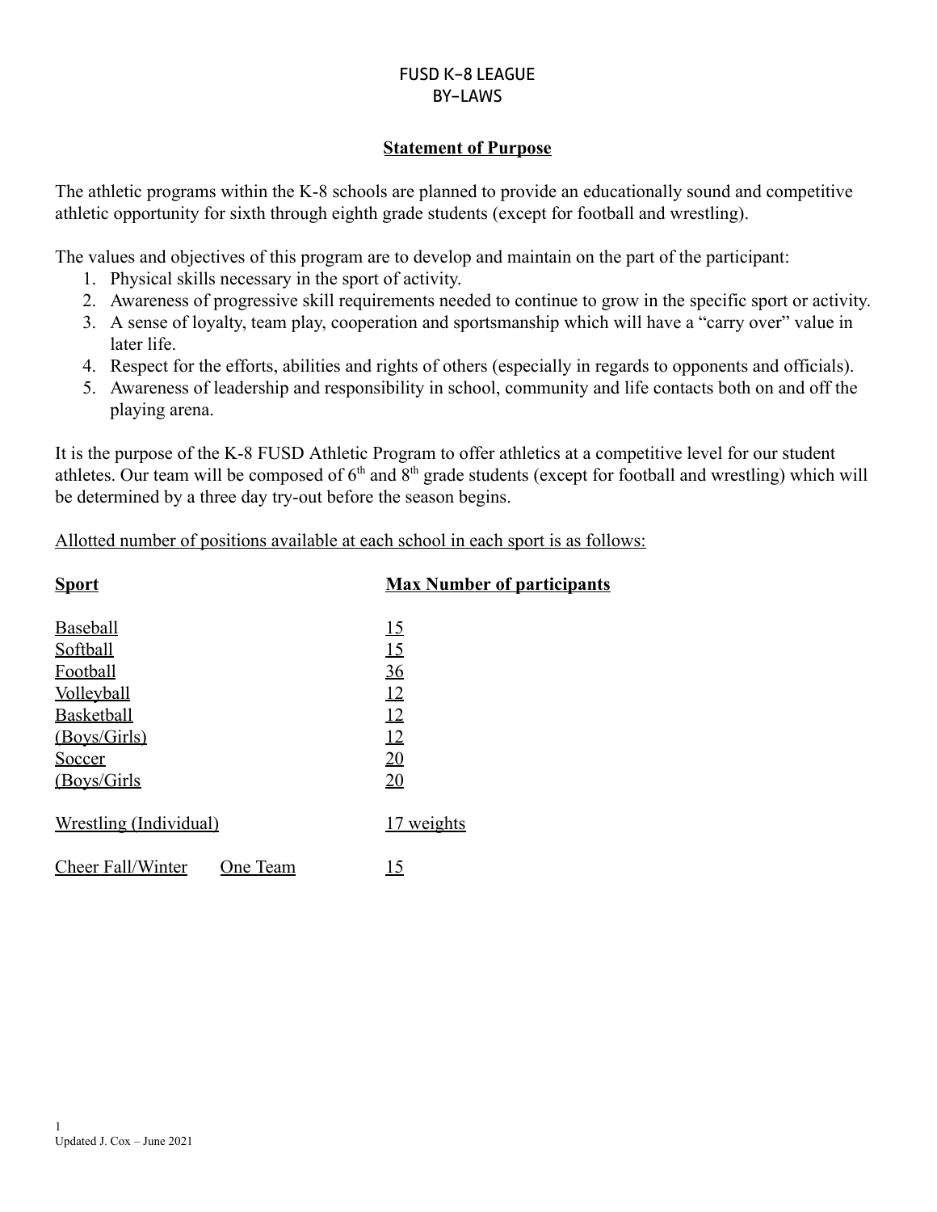# FUSD K-8 LEAGUE
# BY-LAWS

## Statement of Purpose

The athletic programs within the K-8 schools are planned to provide an educationally sound and competitive athletic opportunity for sixth through eighth grade students (except for football and wrestling).

The values and objectives of this program are to develop and maintain on the part of the participant:

1. Physical skills necessary in the sport of activity.
2. Awareness of progressive skill requirements needed to continue to grow in the specific sport or activity.
3. A sense of loyalty, team play, cooperation and sportsmanship which will have a "carry over" value in later life.
4. Respect for the efforts, abilities and rights of others (especially in regards to opponents and officials).
5. Awareness of leadership and responsibility in school, community and life contacts both on and off the playing arena.

It is the purpose of the K-8 FUSD Athletic Program to offer athletics at a competitive level for our student athletes. Our team will be composed of 6th and 8th grade students (except for football and wrestling) which will be determined by a three day try-out before the season begins.

Allotted number of positions available at each school in each sport is as follows:

| Sport | Max Number of participants |
|---|---|
| Baseball | 15 |
| Softball | 15 |
| Football | 36 |
| Volleyball | 12 |
| Basketball | 12 |
| (Boys/Girls) | 12 |
| Soccer | 20 |
| (Boys/Girls | 20 |
| Wrestling (Individual) | 17 weights |
| Cheer Fall/Winter One Team | 15 |

Updated J. Cox – June 2021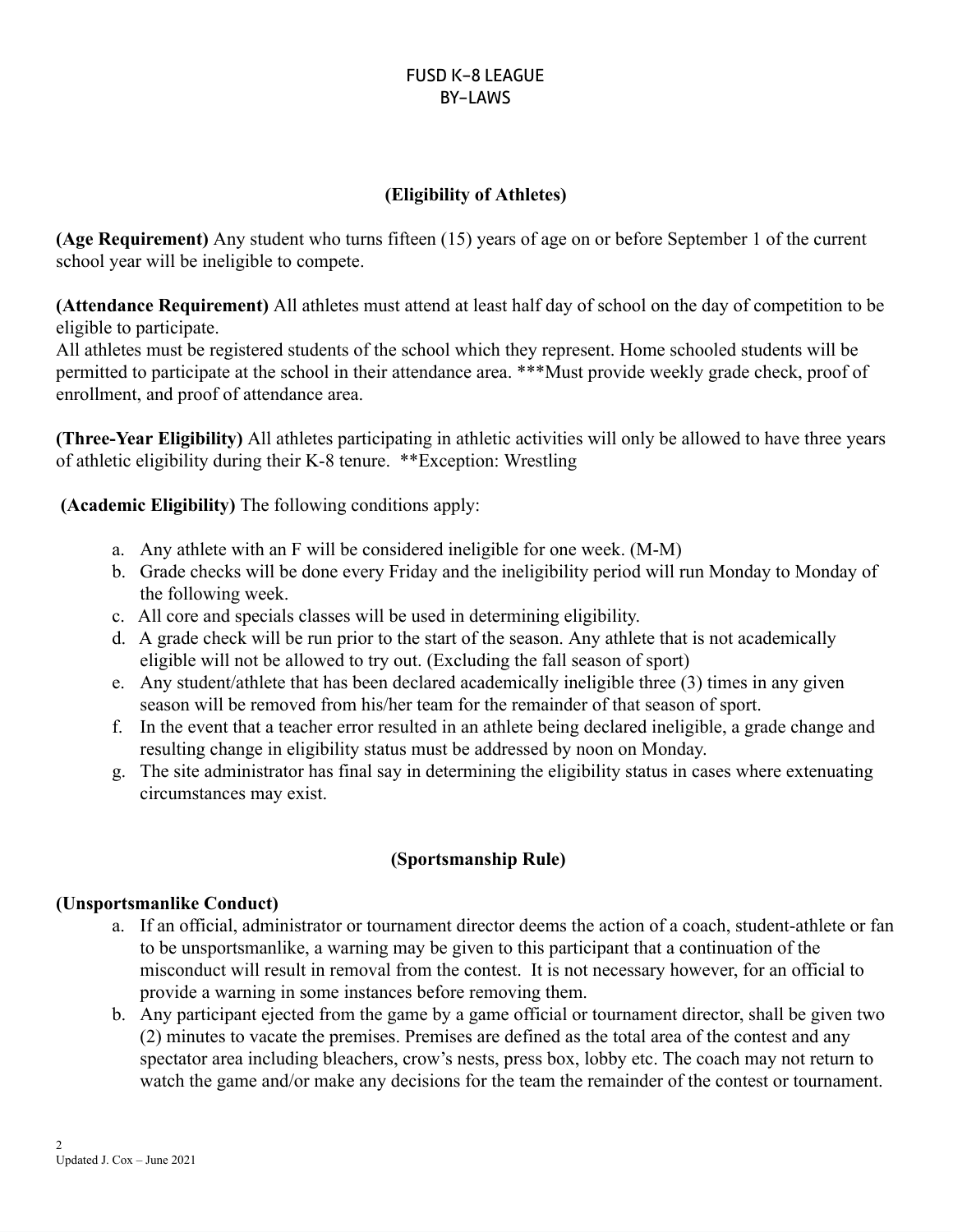# FUSD K-8 LEAGUE
# BY-LAWS

## (Eligibility of Athletes)

**(Age Requirement)** Any student who turns fifteen (15) years of age on or before September 1 of the current school year will be ineligible to compete.

**(Attendance Requirement)** All athletes must attend at least half day of school on the day of competition to be eligible to participate.
All athletes must be registered students of the school which they represent. Home schooled students will be permitted to participate at the school in their attendance area. ***Must provide weekly grade check, proof of enrollment, and proof of attendance area.

**(Three-Year Eligibility)** All athletes participating in athletic activities will only be allowed to have three years of athletic eligibility during their K-8 tenure. **Exception: Wrestling

**(Academic Eligibility)** The following conditions apply:

a. Any athlete with an F will be considered ineligible for one week. (M-M)
b. Grade checks will be done every Friday and the ineligibility period will run Monday to Monday of the following week.
c. All core and specials classes will be used in determining eligibility.
d. A grade check will be run prior to the start of the season. Any athlete that is not academically eligible will not be allowed to try out. (Excluding the fall season of sport)
e. Any student/athlete that has been declared academically ineligible three (3) times in any given season will be removed from his/her team for the remainder of that season of sport.
f. In the event that a teacher error resulted in an athlete being declared ineligible, a grade change and resulting change in eligibility status must be addressed by noon on Monday.
g. The site administrator has final say in determining the eligibility status in cases where extenuating circumstances may exist.

## (Sportsmanship Rule)

**(Unsportsmanlike Conduct)**

a. If an official, administrator or tournament director deems the action of a coach, student-athlete or fan to be unsportsmanlike, a warning may be given to this participant that a continuation of the misconduct will result in removal from the contest. It is not necessary however, for an official to provide a warning in some instances before removing them.
b. Any participant ejected from the game by a game official or tournament director, shall be given two (2) minutes to vacate the premises. Premises are defined as the total area of the contest and any spectator area including bleachers, crow's nests, press box, lobby etc. The coach may not return to watch the game and/or make any decisions for the team the remainder of the contest or tournament.

Updated J. Cox – June 2021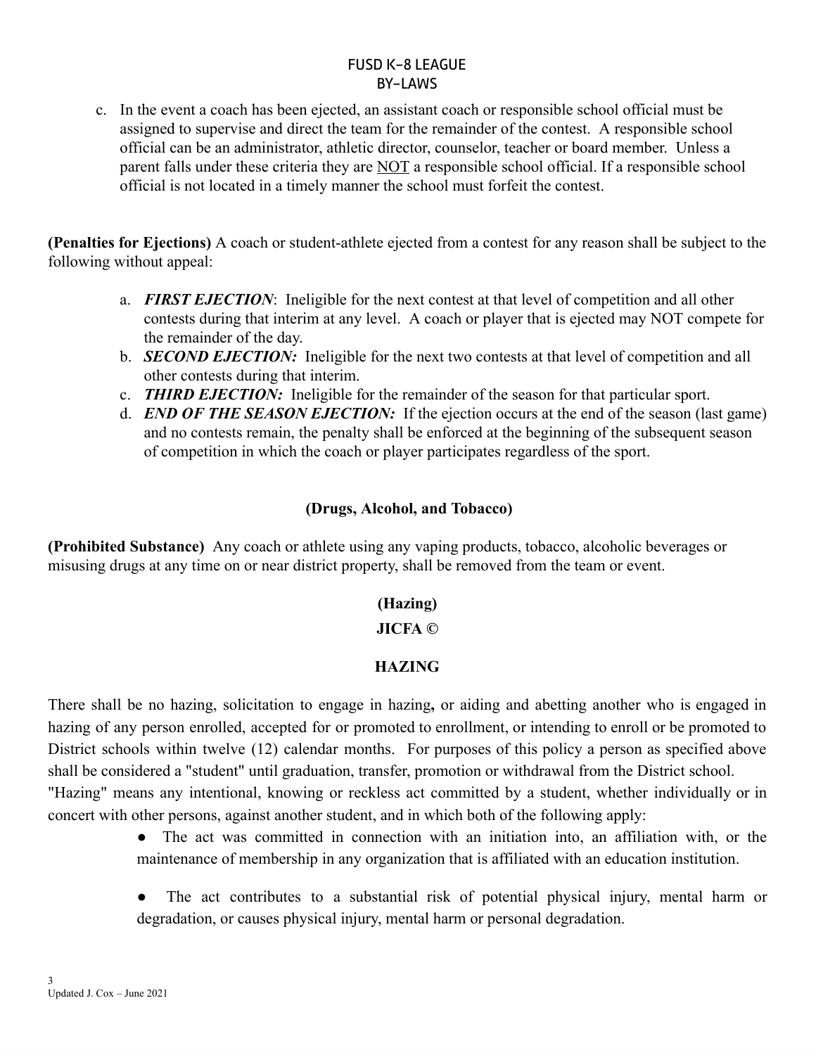c. In the event a coach has been ejected, an assistant coach or responsible school official must be assigned to supervise and direct the team for the remainder of the contest. A responsible school official can be an administrator, athletic director, counselor, teacher or board member. Unless a parent falls under these criteria they are <u>NOT</u> a responsible school official. If a responsible school official is not located in a timely manner the school must forfeit the contest.

**(Penalties for Ejections)** A coach or student-athlete ejected from a contest for any reason shall be subject to the following without appeal:

a. ***FIRST EJECTION***: Ineligible for the next contest at that level of competition and all other contests during that interim at any level. A coach or player that is ejected may NOT compete for the remainder of the day.
b. ***SECOND EJECTION:*** Ineligible for the next two contests at that level of competition and all other contests during that interim.
c. ***THIRD EJECTION:*** Ineligible for the remainder of the season for that particular sport.
d. ***END OF THE SEASON EJECTION:*** If the ejection occurs at the end of the season (last game) and no contests remain, the penalty shall be enforced at the beginning of the subsequent season of competition in which the coach or player participates regardless of the sport.

## (Drugs, Alcohol, and Tobacco)

**(Prohibited Substance)** Any coach or athlete using any vaping products, tobacco, alcoholic beverages or misusing drugs at any time on or near district property, shall be removed from the team or event.

## (Hazing)

**JICFA ©**

## HAZING

There shall be no hazing, solicitation to engage in hazing**,** or aiding and abetting another who is engaged in hazing of any person enrolled, accepted for or promoted to enrollment, or intending to enroll or be promoted to District schools within twelve (12) calendar months. For purposes of this policy a person as specified above shall be considered a "student" until graduation, transfer, promotion or withdrawal from the District school.
"Hazing" means any intentional, knowing or reckless act committed by a student, whether individually or in concert with other persons, against another student, and in which both of the following apply:

- The act was committed in connection with an initiation into, an affiliation with, or the maintenance of membership in any organization that is affiliated with an education institution.

- The act contributes to a substantial risk of potential physical injury, mental harm or degradation, or causes physical injury, mental harm or personal degradation.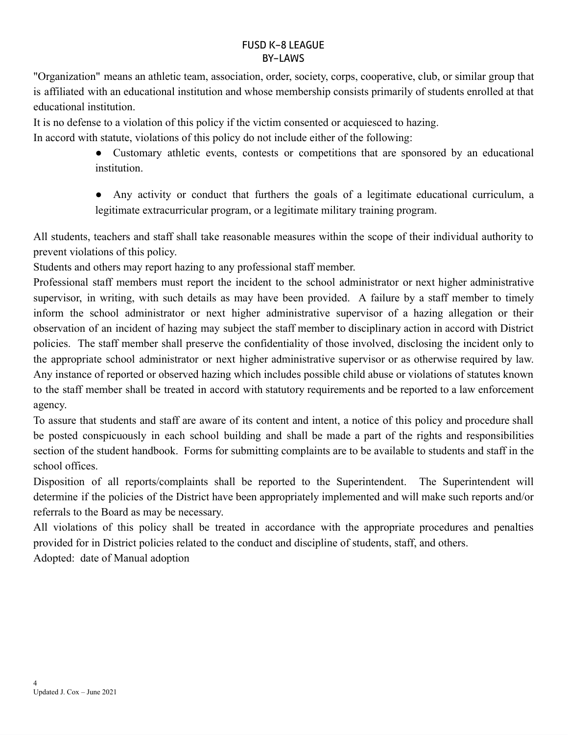"Organization" means an athletic team, association, order, society, corps, cooperative, club, or similar group that is affiliated with an educational institution and whose membership consists primarily of students enrolled at that educational institution.

It is no defense to a violation of this policy if the victim consented or acquiesced to hazing.

In accord with statute, violations of this policy do not include either of the following:

- Customary athletic events, contests or competitions that are sponsored by an educational institution.
- Any activity or conduct that furthers the goals of a legitimate educational curriculum, a legitimate extracurricular program, or a legitimate military training program.

All students, teachers and staff shall take reasonable measures within the scope of their individual authority to prevent violations of this policy.

Students and others may report hazing to any professional staff member.

Professional staff members must report the incident to the school administrator or next higher administrative supervisor, in writing, with such details as may have been provided. A failure by a staff member to timely inform the school administrator or next higher administrative supervisor of a hazing allegation or their observation of an incident of hazing may subject the staff member to disciplinary action in accord with District policies. The staff member shall preserve the confidentiality of those involved, disclosing the incident only to the appropriate school administrator or next higher administrative supervisor or as otherwise required by law. Any instance of reported or observed hazing which includes possible child abuse or violations of statutes known to the staff member shall be treated in accord with statutory requirements and be reported to a law enforcement agency.

To assure that students and staff are aware of its content and intent, a notice of this policy and procedure shall be posted conspicuously in each school building and shall be made a part of the rights and responsibilities section of the student handbook. Forms for submitting complaints are to be available to students and staff in the school offices.

Disposition of all reports/complaints shall be reported to the Superintendent. The Superintendent will determine if the policies of the District have been appropriately implemented and will make such reports and/or referrals to the Board as may be necessary.

All violations of this policy shall be treated in accordance with the appropriate procedures and penalties provided for in District policies related to the conduct and discipline of students, staff, and others.

Adopted: date of Manual adoption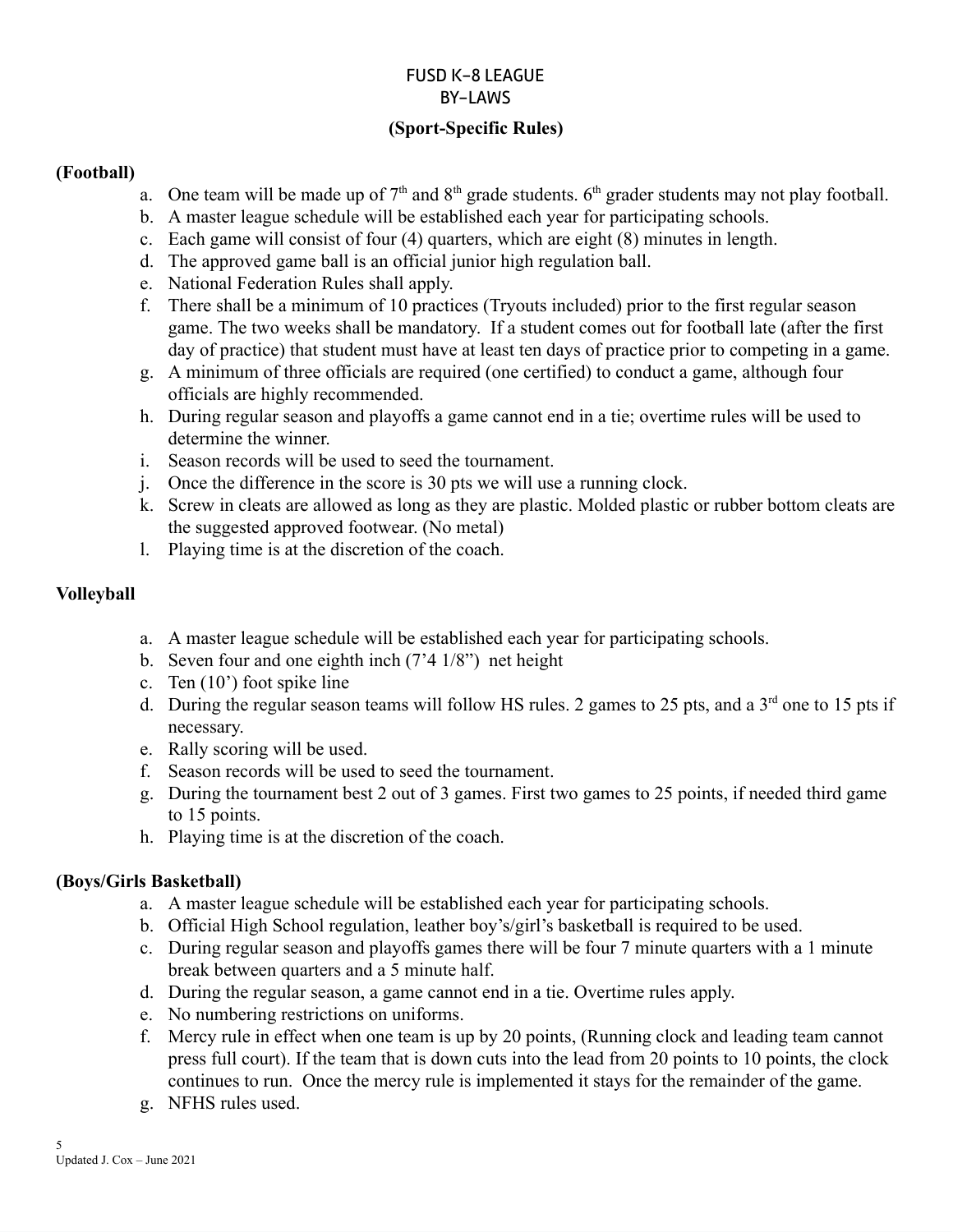# FUSD K-8 LEAGUE
# BY-LAWS

## (Sport-Specific Rules)

### (Football)

a. One team will be made up of 7th and 8th grade students. 6th grader students may not play football.
b. A master league schedule will be established each year for participating schools.
c. Each game will consist of four (4) quarters, which are eight (8) minutes in length.
d. The approved game ball is an official junior high regulation ball.
e. National Federation Rules shall apply.
f. There shall be a minimum of 10 practices (Tryouts included) prior to the first regular season game. The two weeks shall be mandatory. If a student comes out for football late (after the first day of practice) that student must have at least ten days of practice prior to competing in a game.
g. A minimum of three officials are required (one certified) to conduct a game, although four officials are highly recommended.
h. During regular season and playoffs a game cannot end in a tie; overtime rules will be used to determine the winner.
i. Season records will be used to seed the tournament.
j. Once the difference in the score is 30 pts we will use a running clock.
k. Screw in cleats are allowed as long as they are plastic. Molded plastic or rubber bottom cleats are the suggested approved footwear. (No metal)
l. Playing time is at the discretion of the coach.

### Volleyball

a. A master league schedule will be established each year for participating schools.
b. Seven four and one eighth inch (7'4 1/8") net height
c. Ten (10') foot spike line
d. During the regular season teams will follow HS rules. 2 games to 25 pts, and a 3rd one to 15 pts if necessary.
e. Rally scoring will be used.
f. Season records will be used to seed the tournament.
g. During the tournament best 2 out of 3 games. First two games to 25 points, if needed third game to 15 points.
h. Playing time is at the discretion of the coach.

### (Boys/Girls Basketball)

a. A master league schedule will be established each year for participating schools.
b. Official High School regulation, leather boy's/girl's basketball is required to be used.
c. During regular season and playoffs games there will be four 7 minute quarters with a 1 minute break between quarters and a 5 minute half.
d. During the regular season, a game cannot end in a tie. Overtime rules apply.
e. No numbering restrictions on uniforms.
f. Mercy rule in effect when one team is up by 20 points, (Running clock and leading team cannot press full court). If the team that is down cuts into the lead from 20 points to 10 points, the clock continues to run. Once the mercy rule is implemented it stays for the remainder of the game.
g. NFHS rules used.

Updated J. Cox – June 2021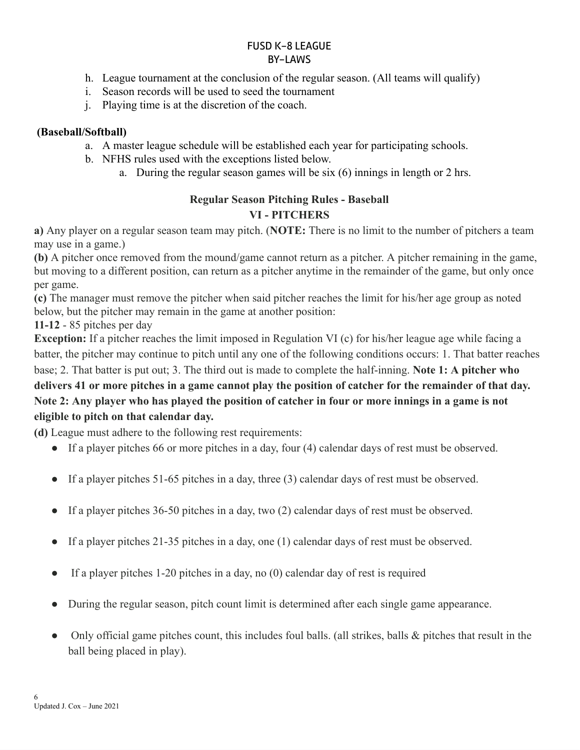h. League tournament at the conclusion of the regular season. (All teams will qualify)
i. Season records will be used to seed the tournament
j. Playing time is at the discretion of the coach.

**(Baseball/Softball)**

a. A master league schedule will be established each year for participating schools.
b. NFHS rules used with the exceptions listed below.
    a. During the regular season games will be six (6) innings in length or 2 hrs.

### Regular Season Pitching Rules - Baseball

### VI - PITCHERS

**a)** Any player on a regular season team may pitch. (**NOTE:** There is no limit to the number of pitchers a team may use in a game.)

**(b)** A pitcher once removed from the mound/game cannot return as a pitcher. A pitcher remaining in the game, but moving to a different position, can return as a pitcher anytime in the remainder of the game, but only once per game.

**(c)** The manager must remove the pitcher when said pitcher reaches the limit for his/her age group as noted below, but the pitcher may remain in the game at another position:

**11-12** - 85 pitches per day

**Exception:** If a pitcher reaches the limit imposed in Regulation VI (c) for his/her league age while facing a batter, the pitcher may continue to pitch until any one of the following conditions occurs: 1. That batter reaches base; 2. That batter is put out; 3. The third out is made to complete the half-inning. **Note 1: A pitcher who delivers 41 or more pitches in a game cannot play the position of catcher for the remainder of that day. Note 2: Any player who has played the position of catcher in four or more innings in a game is not eligible to pitch on that calendar day.**

**(d)** League must adhere to the following rest requirements:

- If a player pitches 66 or more pitches in a day, four (4) calendar days of rest must be observed.
- If a player pitches 51-65 pitches in a day, three (3) calendar days of rest must be observed.
- If a player pitches 36-50 pitches in a day, two (2) calendar days of rest must be observed.
- If a player pitches 21-35 pitches in a day, one (1) calendar days of rest must be observed.
- If a player pitches 1-20 pitches in a day, no (0) calendar day of rest is required
- During the regular season, pitch count limit is determined after each single game appearance.
- Only official game pitches count, this includes foul balls. (all strikes, balls & pitches that result in the ball being placed in play).

Updated J. Cox – June 2021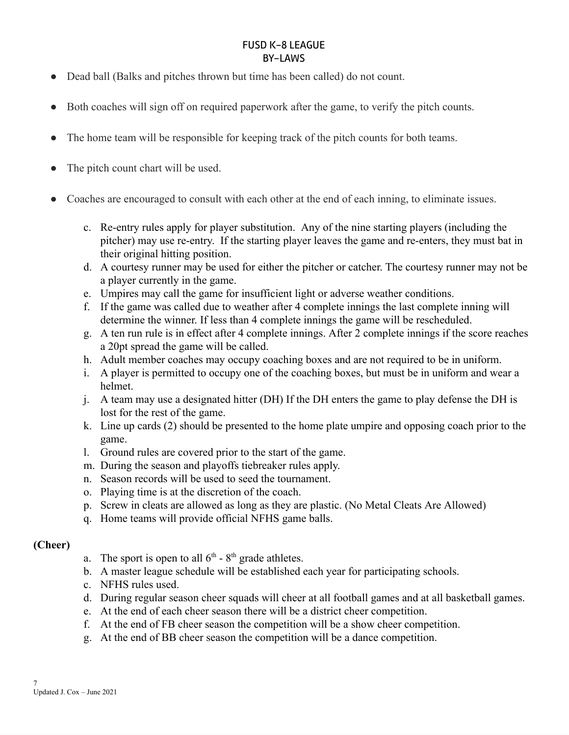# FUSD K-8 LEAGUE
# BY-LAWS

- Dead ball (Balks and pitches thrown but time has been called) do not count.
- Both coaches will sign off on required paperwork after the game, to verify the pitch counts.
- The home team will be responsible for keeping track of the pitch counts for both teams.
- The pitch count chart will be used.
- Coaches are encouraged to consult with each other at the end of each inning, to eliminate issues.

c. Re-entry rules apply for player substitution. Any of the nine starting players (including the pitcher) may use re-entry. If the starting player leaves the game and re-enters, they must bat in their original hitting position.
d. A courtesy runner may be used for either the pitcher or catcher. The courtesy runner may not be a player currently in the game.
e. Umpires may call the game for insufficient light or adverse weather conditions.
f. If the game was called due to weather after 4 complete innings the last complete inning will determine the winner. If less than 4 complete innings the game will be rescheduled.
g. A ten run rule is in effect after 4 complete innings. After 2 complete innings if the score reaches a 20pt spread the game will be called.
h. Adult member coaches may occupy coaching boxes and are not required to be in uniform.
i. A player is permitted to occupy one of the coaching boxes, but must be in uniform and wear a helmet.
j. A team may use a designated hitter (DH) If the DH enters the game to play defense the DH is lost for the rest of the game.
k. Line up cards (2) should be presented to the home plate umpire and opposing coach prior to the game.
l. Ground rules are covered prior to the start of the game.
m. During the season and playoffs tiebreaker rules apply.
n. Season records will be used to seed the tournament.
o. Playing time is at the discretion of the coach.
p. Screw in cleats are allowed as long as they are plastic. (No Metal Cleats Are Allowed)
q. Home teams will provide official NFHS game balls.

**(Cheer)**

a. The sport is open to all 6th - 8th grade athletes.
b. A master league schedule will be established each year for participating schools.
c. NFHS rules used.
d. During regular season cheer squads will cheer at all football games and at all basketball games.
e. At the end of each cheer season there will be a district cheer competition.
f. At the end of FB cheer season the competition will be a show cheer competition.
g. At the end of BB cheer season the competition will be a dance competition.

Updated J. Cox – June 2021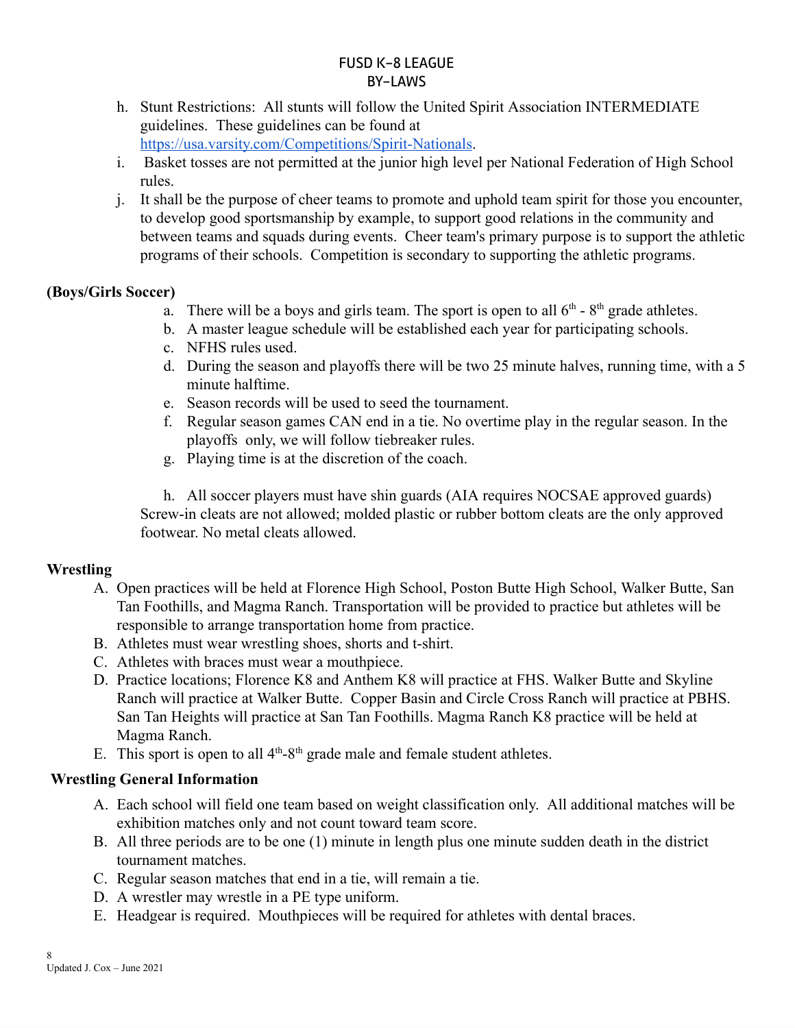h. Stunt Restrictions: All stunts will follow the United Spirit Association INTERMEDIATE guidelines. These guidelines can be found at https://usa.varsity.com/Competitions/Spirit-Nationals.

i. Basket tosses are not permitted at the junior high level per National Federation of High School rules.

j. It shall be the purpose of cheer teams to promote and uphold team spirit for those you encounter, to develop good sportsmanship by example, to support good relations in the community and between teams and squads during events. Cheer team's primary purpose is to support the athletic programs of their schools. Competition is secondary to supporting the athletic programs.

**(Boys/Girls Soccer)**

a. There will be a boys and girls team. The sport is open to all 6th - 8th grade athletes.

b. A master league schedule will be established each year for participating schools.

c. NFHS rules used.

d. During the season and playoffs there will be two 25 minute halves, running time, with a 5 minute halftime.

e. Season records will be used to seed the tournament.

f. Regular season games CAN end in a tie. No overtime play in the regular season. In the playoffs only, we will follow tiebreaker rules.

g. Playing time is at the discretion of the coach.

h. All soccer players must have shin guards (AIA requires NOCSAE approved guards) Screw-in cleats are not allowed; molded plastic or rubber bottom cleats are the only approved footwear. No metal cleats allowed.

**Wrestling**

A. Open practices will be held at Florence High School, Poston Butte High School, Walker Butte, San Tan Foothills, and Magma Ranch. Transportation will be provided to practice but athletes will be responsible to arrange transportation home from practice.

B. Athletes must wear wrestling shoes, shorts and t-shirt.

C. Athletes with braces must wear a mouthpiece.

D. Practice locations; Florence K8 and Anthem K8 will practice at FHS. Walker Butte and Skyline Ranch will practice at Walker Butte. Copper Basin and Circle Cross Ranch will practice at PBHS. San Tan Heights will practice at San Tan Foothills. Magma Ranch K8 practice will be held at Magma Ranch.

E. This sport is open to all 4th-8th grade male and female student athletes.

**Wrestling General Information**

A. Each school will field one team based on weight classification only. All additional matches will be exhibition matches only and not count toward team score.

B. All three periods are to be one (1) minute in length plus one minute sudden death in the district tournament matches.

C. Regular season matches that end in a tie, will remain a tie.

D. A wrestler may wrestle in a PE type uniform.

E. Headgear is required. Mouthpieces will be required for athletes with dental braces.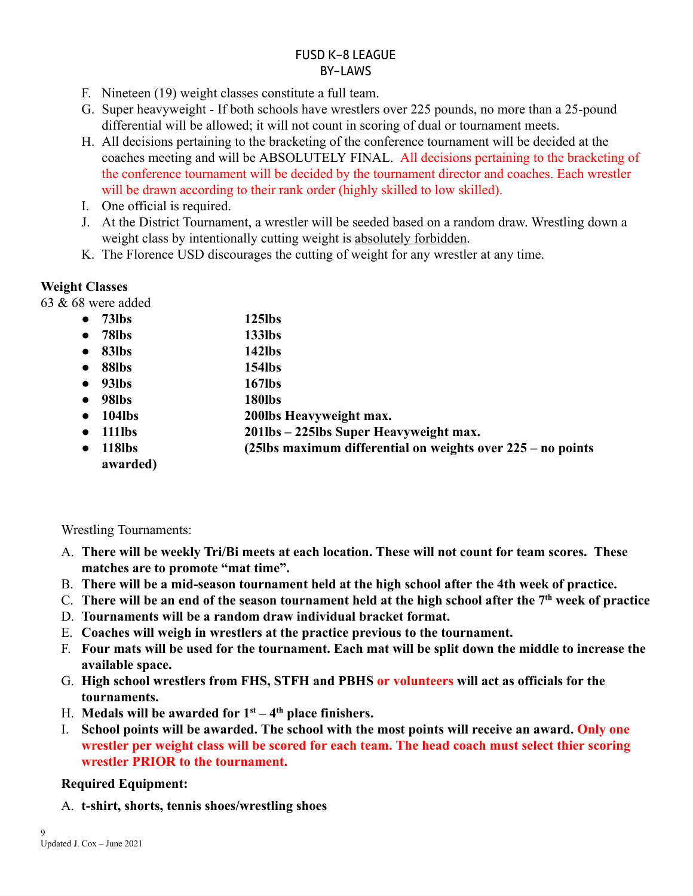FUSD K-8 LEAGUE
BY-LAWS

F. Nineteen (19) weight classes constitute a full team.
G. Super heavyweight - If both schools have wrestlers over 225 pounds, no more than a 25-pound differential will be allowed; it will not count in scoring of dual or tournament meets.
H. All decisions pertaining to the bracketing of the conference tournament will be decided at the coaches meeting and will be ABSOLUTELY FINAL. All decisions pertaining to the bracketing of the conference tournament will be decided by the tournament director and coaches. Each wrestler will be drawn according to their rank order (highly skilled to low skilled).
I. One official is required.
J. At the District Tournament, a wrestler will be seeded based on a random draw. Wrestling down a weight class by intentionally cutting weight is absolutely forbidden.
K. The Florence USD discourages the cutting of weight for any wrestler at any time.

**Weight Classes**

63 & 68 were added

- **73lbs** — **125lbs**
- **78lbs** — **133lbs**
- **83lbs** — **142lbs**
- **88lbs** — **154lbs**
- **93lbs** — **167lbs**
- **98lbs** — **180lbs**
- **104lbs** — **200lbs Heavyweight max.**
- **111lbs** — **201lbs – 225lbs Super Heavyweight max.**
- **118lbs** — **(25lbs maximum differential on weights over 225 – no points awarded)**

Wrestling Tournaments:

A. **There will be weekly Tri/Bi meets at each location. These will not count for team scores. These matches are to promote "mat time".**
B. **There will be a mid-season tournament held at the high school after the 4th week of practice.**
C. **There will be an end of the season tournament held at the high school after the 7th week of practice**
D. **Tournaments will be a random draw individual bracket format.**
E. **Coaches will weigh in wrestlers at the practice previous to the tournament.**
F. **Four mats will be used for the tournament. Each mat will be split down the middle to increase the available space.**
G. **High school wrestlers from FHS, STFH and PBHS or volunteers will act as officials for the tournaments.**
H. **Medals will be awarded for 1st – 4th place finishers.**
I. **School points will be awarded. The school with the most points will receive an award. Only one wrestler per weight class will be scored for each team. The head coach must select thier scoring wrestler PRIOR to the tournament.**

**Required Equipment:**

A. **t-shirt, shorts, tennis shoes/wrestling shoes**

Updated J. Cox – June 2021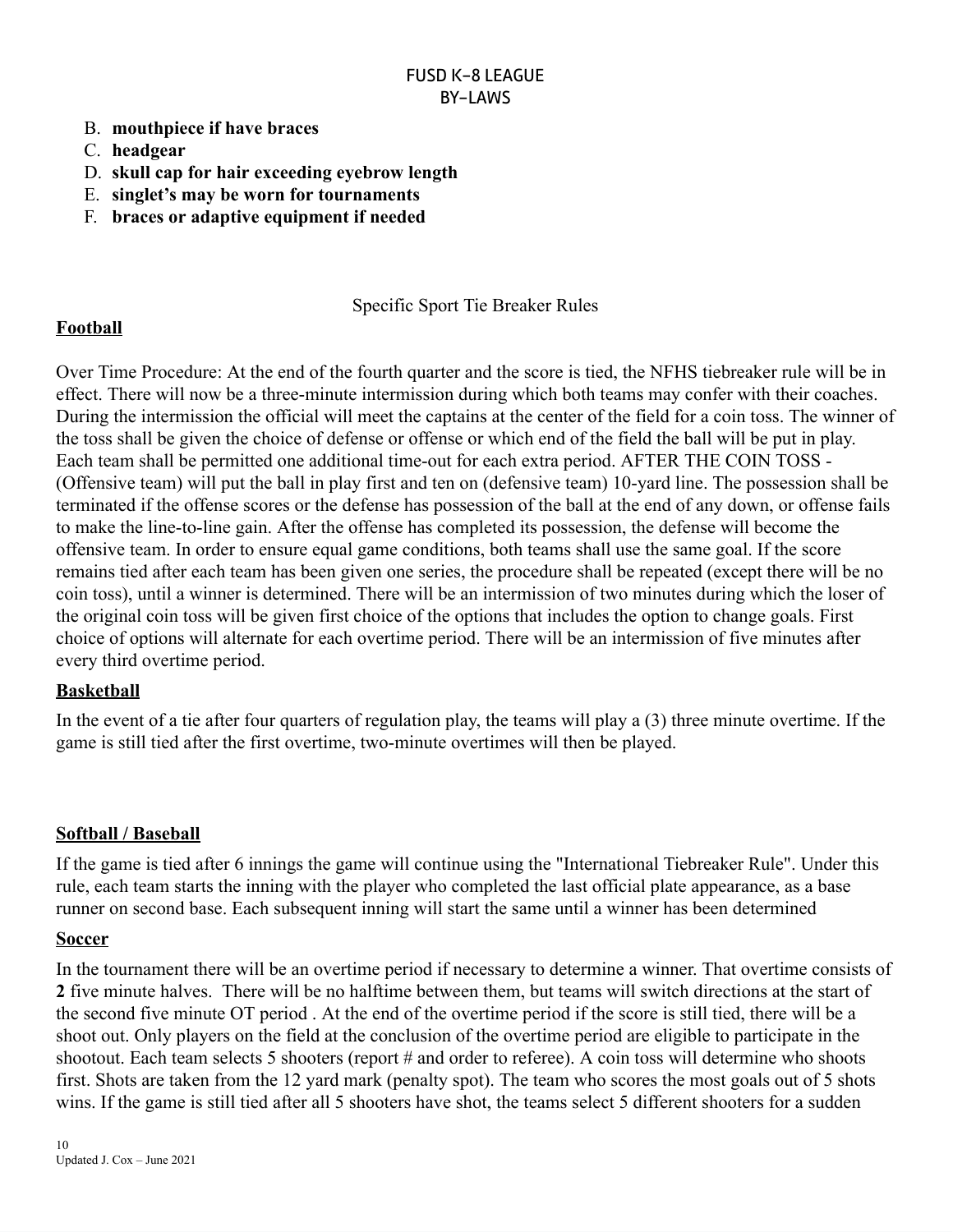B. **mouthpiece if have braces**
C. **headgear**
D. **skull cap for hair exceeding eyebrow length**
E. **singlet's may be worn for tournaments**
F. **braces or adaptive equipment if needed**

Specific Sport Tie Breaker Rules

**Football**

Over Time Procedure: At the end of the fourth quarter and the score is tied, the NFHS tiebreaker rule will be in effect. There will now be a three-minute intermission during which both teams may confer with their coaches. During the intermission the official will meet the captains at the center of the field for a coin toss. The winner of the toss shall be given the choice of defense or offense or which end of the field the ball will be put in play. Each team shall be permitted one additional time-out for each extra period. AFTER THE COIN TOSS - (Offensive team) will put the ball in play first and ten on (defensive team) 10-yard line. The possession shall be terminated if the offense scores or the defense has possession of the ball at the end of any down, or offense fails to make the line-to-line gain. After the offense has completed its possession, the defense will become the offensive team. In order to ensure equal game conditions, both teams shall use the same goal. If the score remains tied after each team has been given one series, the procedure shall be repeated (except there will be no coin toss), until a winner is determined. There will be an intermission of two minutes during which the loser of the original coin toss will be given first choice of the options that includes the option to change goals. First choice of options will alternate for each overtime period. There will be an intermission of five minutes after every third overtime period.

**Basketball**

In the event of a tie after four quarters of regulation play, the teams will play a (3) three minute overtime. If the game is still tied after the first overtime, two-minute overtimes will then be played.

**Softball / Baseball**

If the game is tied after 6 innings the game will continue using the "International Tiebreaker Rule". Under this rule, each team starts the inning with the player who completed the last official plate appearance, as a base runner on second base. Each subsequent inning will start the same until a winner has been determined

**Soccer**

In the tournament there will be an overtime period if necessary to determine a winner. That overtime consists of **2** five minute halves. There will be no halftime between them, but teams will switch directions at the start of the second five minute OT period . At the end of the overtime period if the score is still tied, there will be a shoot out. Only players on the field at the conclusion of the overtime period are eligible to participate in the shootout. Each team selects 5 shooters (report # and order to referee). A coin toss will determine who shoots first. Shots are taken from the 12 yard mark (penalty spot). The team who scores the most goals out of 5 shots wins. If the game is still tied after all 5 shooters have shot, the teams select 5 different shooters for a sudden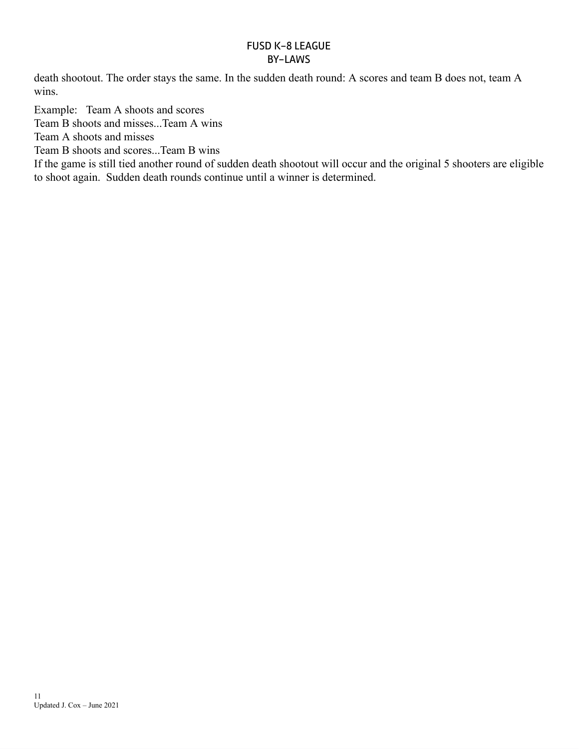death shootout. The order stays the same. In the sudden death round: A scores and team B does not, team A wins.

Example: Team A shoots and scores
Team B shoots and misses...Team A wins
Team A shoots and misses
Team B shoots and scores...Team B wins
If the game is still tied another round of sudden death shootout will occur and the original 5 shooters are eligible to shoot again. Sudden death rounds continue until a winner is determined.